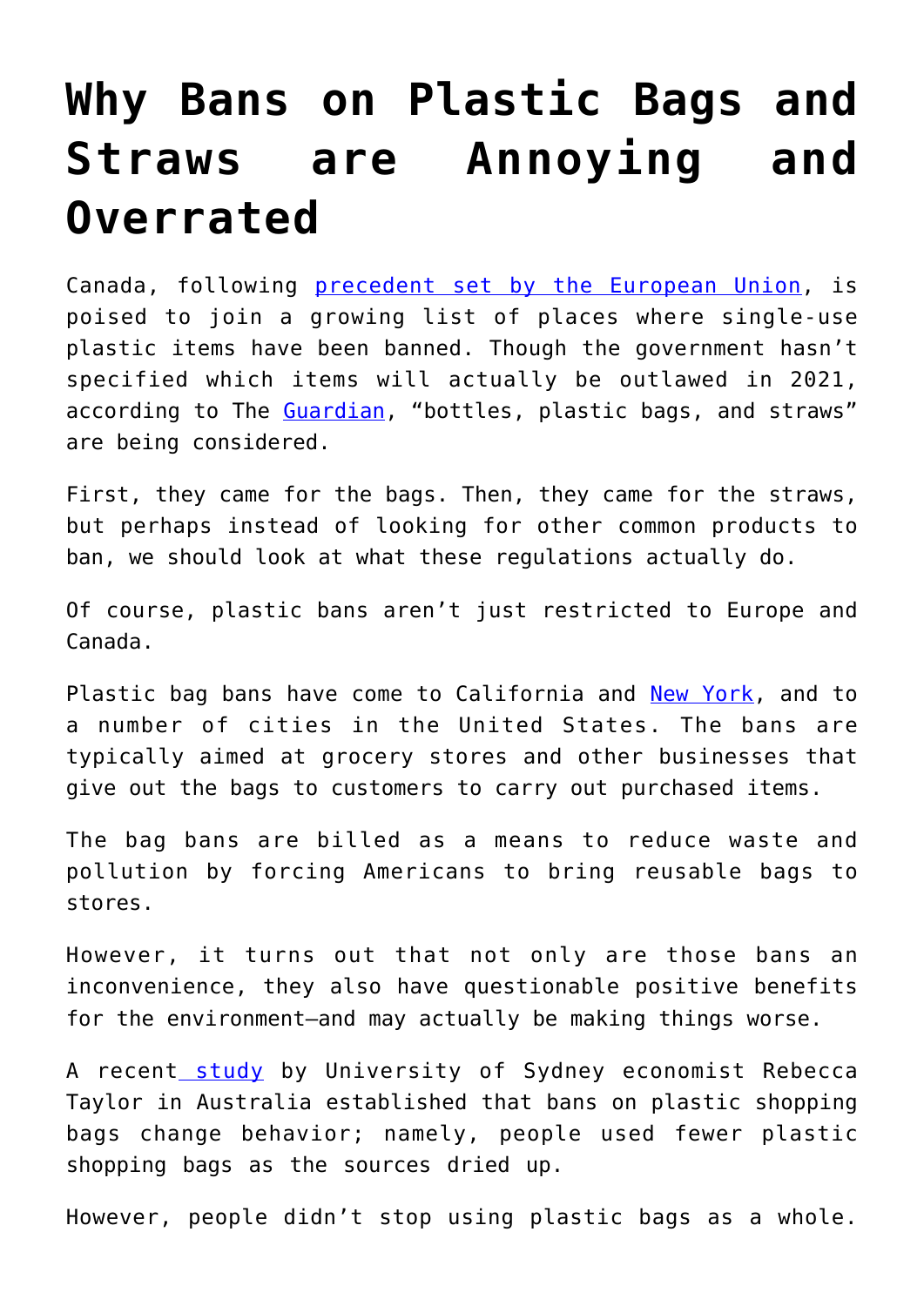# Why Bans on Plastic Bags and Straws are Annoying and Overrated

Canada, following precedent set by the European Union, is poised to join a growing list of places where single-use plastic items have been banned. Though the government hasn't specified which items will actually be outlawed in 2021, according to The Guardian, "bottles, plastic bags, and straws" are being considered.

First, they came for the bags. Then, they came for the straws, but perhaps instead of looking for other common products to ban, we should look at what these regulations actually do.

Of course, plastic bans aren't just restricted to Europe and Canada.

Plastic bag bans have come to California and New York, and to a number of cities in the United States. The bans are typically aimed at grocery stores and other businesses that give out the bags to customers to carry out purchased items.

The bag bans are billed as a means to reduce waste and pollution by forcing Americans to bring reusable bags to stores.

However, it turns out that not only are those bans an inconvenience, they also have questionable positive benefits for the environment—and may actually be making things worse.

A recent study by University of Sydney economist Rebecca Taylor in Australia established that bans on plastic shopping bags change behavior; namely, people used fewer plastic shopping bags as the sources dried up.

However, people didn't stop using plastic bags as a whole.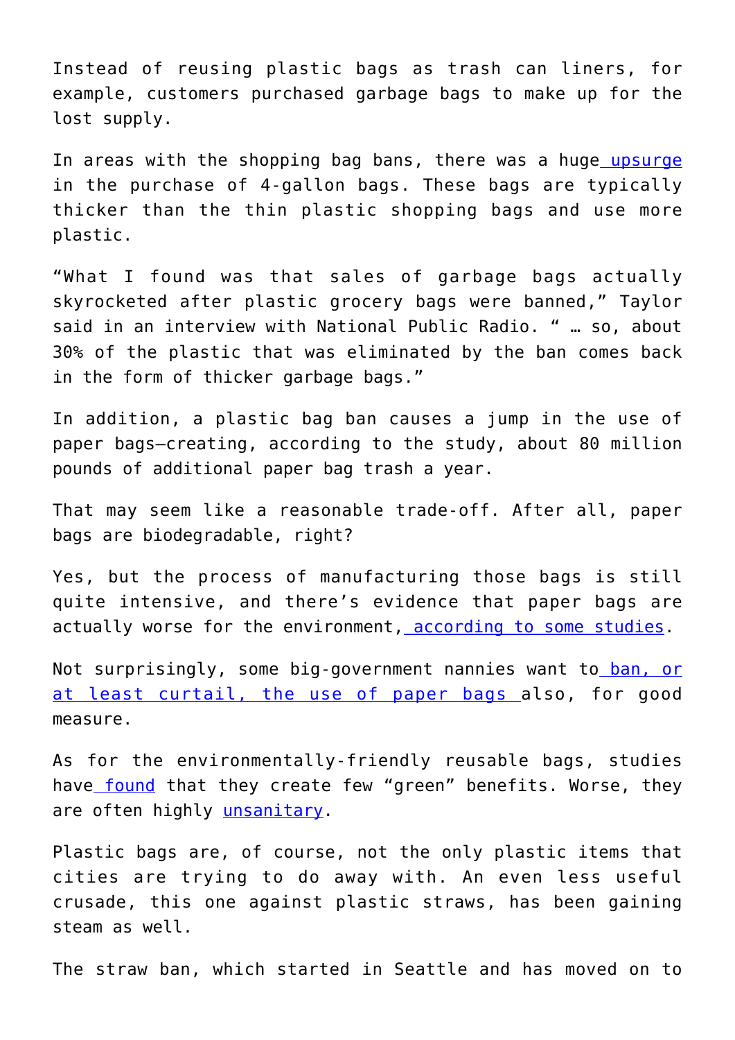Instead of reusing plastic bags as trash can liners, for example, customers purchased garbage bags to make up for the lost supply.

In areas with the shopping bag bans, there was a huge upsurge in the purchase of 4-gallon bags. These bags are typically thicker than the thin plastic shopping bags and use more plastic.

“What I found was that sales of garbage bags actually skyrocketed after plastic grocery bags were banned,” Taylor said in an interview with National Public Radio. “ … so, about 30% of the plastic that was eliminated by the ban comes back in the form of thicker garbage bags.”

In addition, a plastic bag ban causes a jump in the use of paper bags—creating, according to the study, about 80 million pounds of additional paper bag trash a year.

That may seem like a reasonable trade-off. After all, paper bags are biodegradable, right?

Yes, but the process of manufacturing those bags is still quite intensive, and there’s evidence that paper bags are actually worse for the environment, according to some studies.

Not surprisingly, some big-government nannies want to ban, or at least curtail, the use of paper bags also, for good measure.

As for the environmentally-friendly reusable bags, studies have found that they create few “green” benefits. Worse, they are often highly unsanitary.

Plastic bags are, of course, not the only plastic items that cities are trying to do away with. An even less useful crusade, this one against plastic straws, has been gaining steam as well.

The straw ban, which started in Seattle and has moved on to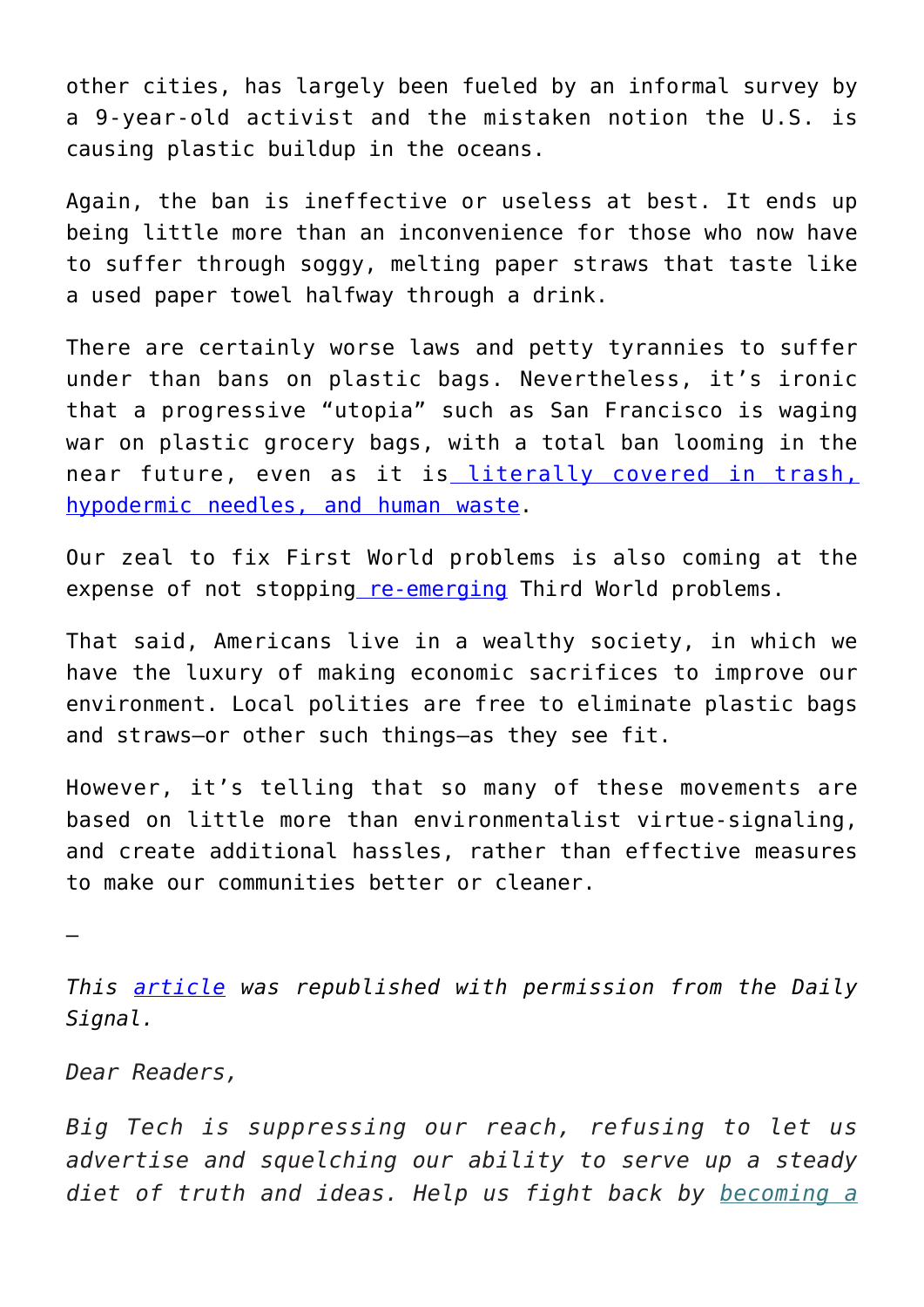other cities, has largely been fueled by an informal survey by a 9-year-old activist and the mistaken notion the U.S. is causing plastic buildup in the oceans.

Again, the ban is ineffective or useless at best. It ends up being little more than an inconvenience for those who now have to suffer through soggy, melting paper straws that taste like a used paper towel halfway through a drink.

There are certainly worse laws and petty tyrannies to suffer under than bans on plastic bags. Nevertheless, it's ironic that a progressive "utopia" such as San Francisco is waging war on plastic grocery bags, with a total ban looming in the near future, even as it is [literally covered in trash, hypodermic needles, and human waste](#).

Our zeal to fix First World problems is also coming at the expense of not stopping [re-emerging](#) Third World problems.

That said, Americans live in a wealthy society, in which we have the luxury of making economic sacrifices to improve our environment. Local polities are free to eliminate plastic bags and straws—or other such things—as they see fit.

However, it's telling that so many of these movements are based on little more than environmentalist virtue-signaling, and create additional hassles, rather than effective measures to make our communities better or cleaner.

—

*This [article](#) was republished with permission from the Daily Signal.*

*Dear Readers,*

*Big Tech is suppressing our reach, refusing to let us advertise and squelching our ability to serve up a steady diet of truth and ideas. Help us fight back by [becoming a](#)*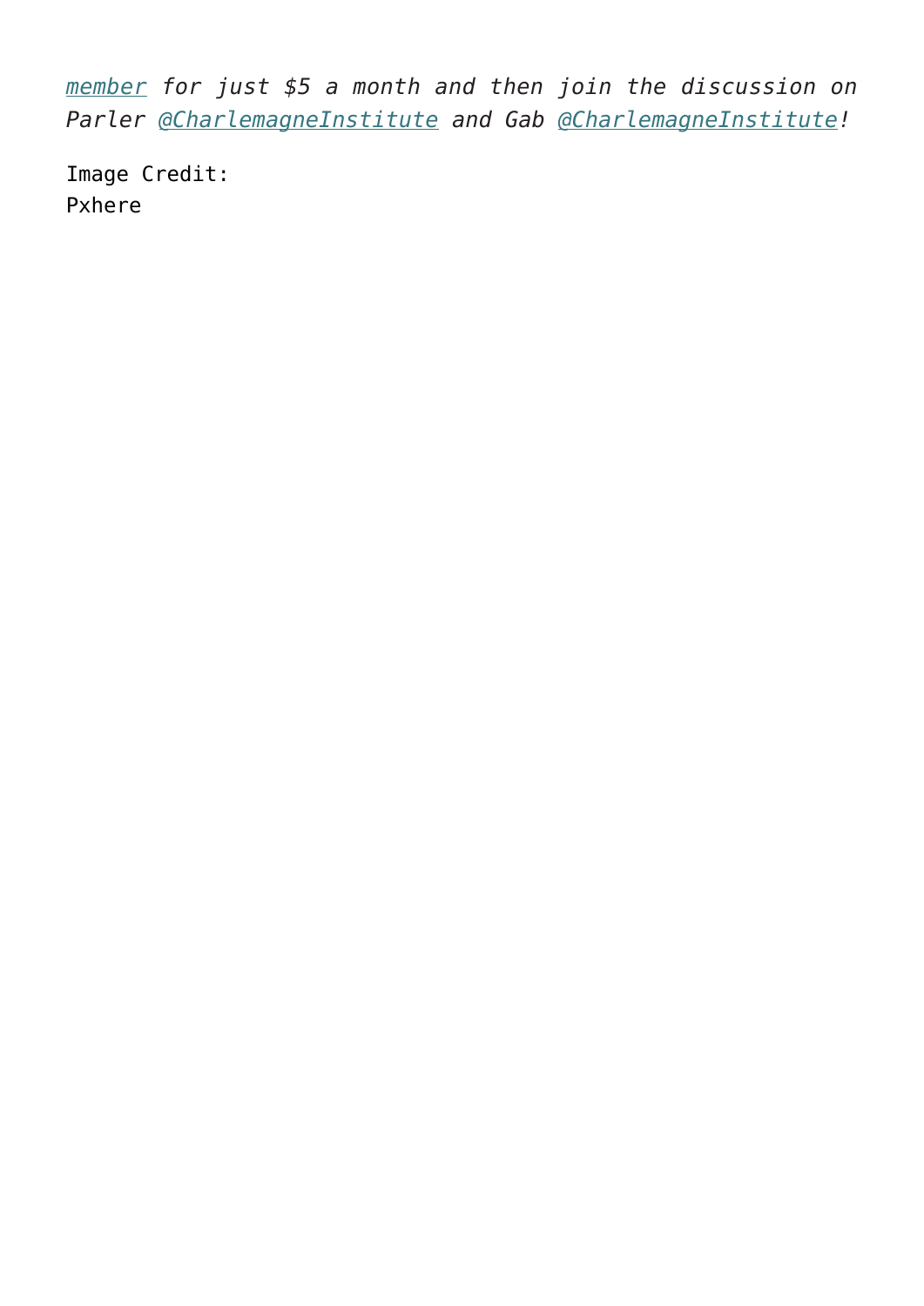*[member](#) for just $5 a month and then join the discussion on Parler [@CharlemagneInstitute](#) and Gab [@CharlemagneInstitute](#)!*

Image Credit:
Pxhere